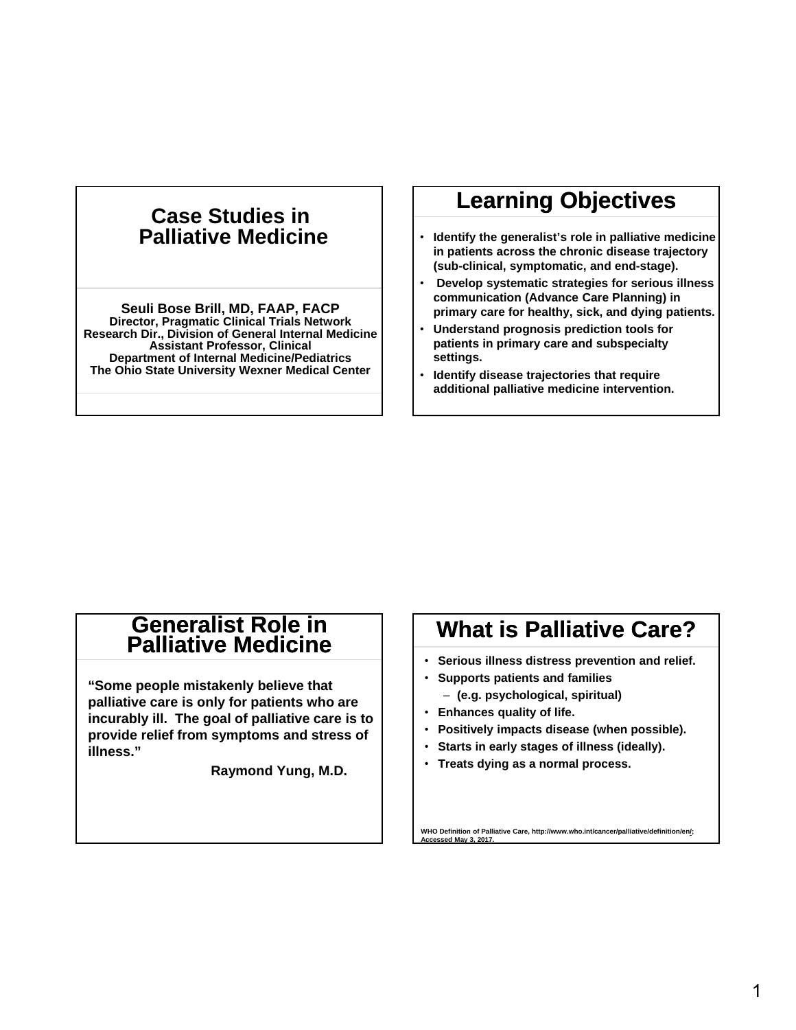# Case Studies in Palliative Medicine

**Seuli Bose Brill, MD, FAAP, FACP**
Director, Pragmatic Clinical Trials Network
Research Dir., Division of General Internal Medicine
Assistant Professor, Clinical
Department of Internal Medicine/Pediatrics
The Ohio State University Wexner Medical Center

## Learning Objectives

- Identify the generalist's role in palliative medicine in patients across the chronic disease trajectory (sub-clinical, symptomatic, and end-stage).
- Develop systematic strategies for serious illness communication (Advance Care Planning) in primary care for healthy, sick, and dying patients.
- Understand prognosis prediction tools for patients in primary care and subspecialty settings.
- Identify disease trajectories that require additional palliative medicine intervention.

## Generalist Role in Palliative Medicine

**"Some people mistakenly believe that palliative care is only for patients who are incurably ill. The goal of palliative care is to provide relief from symptoms and stress of illness."**

**Raymond Yung, M.D.**

## What is Palliative Care?

- Serious illness distress prevention and relief.
- Supports patients and families
  - (e.g. psychological, spiritual)
- Enhances quality of life.
- Positively impacts disease (when possible).
- Starts in early stages of illness (ideally).
- Treats dying as a normal process.

WHO Definition of Palliative Care, http://www.who.int/cancer/palliative/definition/en/; Accessed May 3, 2017.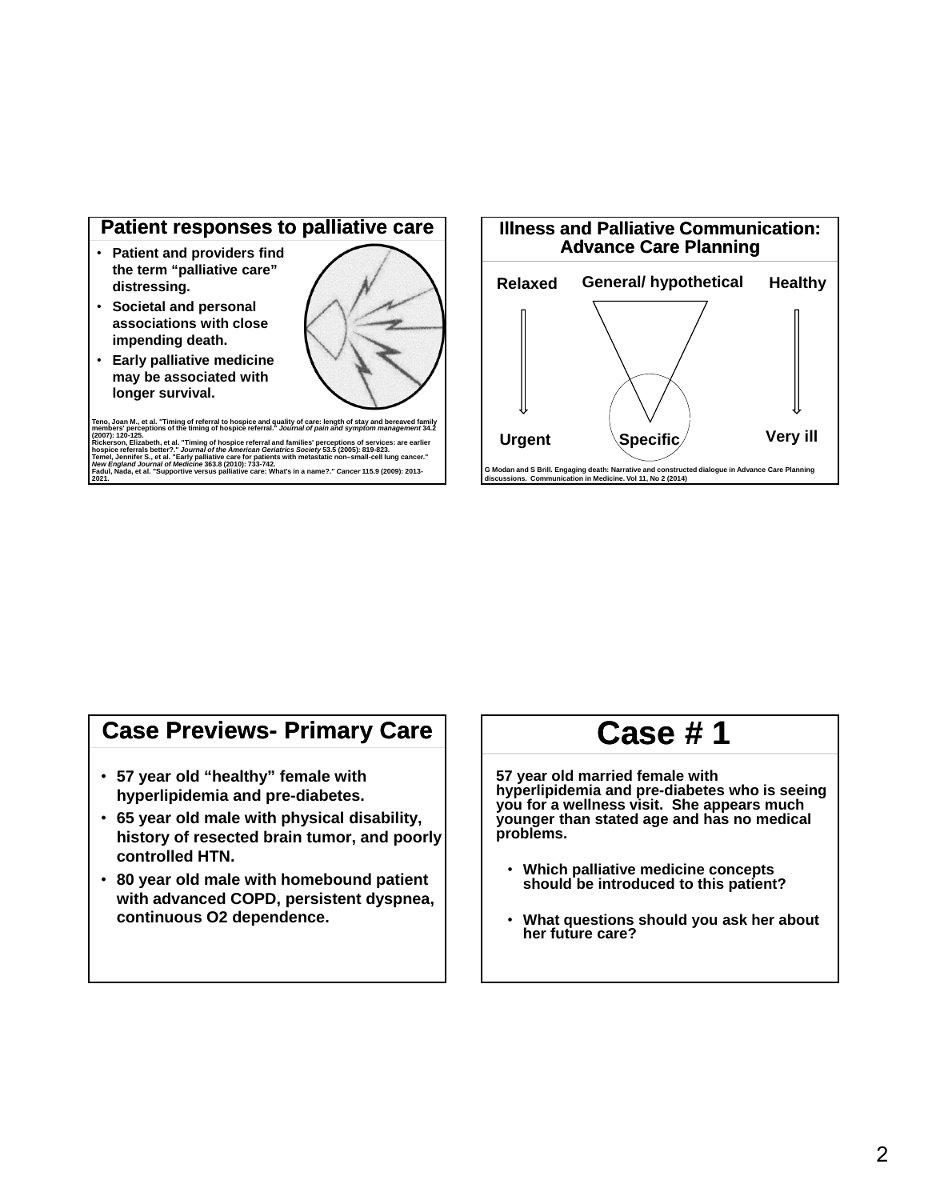## Patient responses to palliative care

- Patient and providers find the term "palliative care" distressing.
- Societal and personal associations with close impending death.
- Early palliative medicine may be associated with longer survival.

Teno, Joan M., et al. "Timing of referral to hospice and quality of care: length of stay and bereaved family members' perceptions of the timing of hospice referral." *Journal of pain and symptom management* 34.2 (2007): 120-125.
Rickerson, Elizabeth, et al. "Timing of hospice referral and families' perceptions of services: are earlier hospice referrals better?." *Journal of the American Geriatrics Society* 53.5 (2005): 819-823.
Temel, Jennifer S., et al. "Early palliative care for patients with metastatic non–small-cell lung cancer." *New England Journal of Medicine* 363.8 (2010): 733-742.
Fadul, Nada, et al. "Supportive versus palliative care: What's in a name?." *Cancer* 115.9 (2009): 2013-2021.

## Illness and Palliative Communication: Advance Care Planning

Relaxed → Urgent

General/ hypothetical → Specific

Healthy → Very ill

G Modan and S Brill. Engaging death: Narrative and constructed dialogue in Advance Care Planning discussions. Communication in Medicine. Vol 11, No 2 (2014)

## Case Previews- Primary Care

- 57 year old "healthy" female with hyperlipidemia and pre-diabetes.
- 65 year old male with physical disability, history of resected brain tumor, and poorly controlled HTN.
- 80 year old male with homebound patient with advanced COPD, persistent dyspnea, continuous O2 dependence.

## Case # 1

57 year old married female with hyperlipidemia and pre-diabetes who is seeing you for a wellness visit. She appears much younger than stated age and has no medical problems.

- Which palliative medicine concepts should be introduced to this patient?
- What questions should you ask her about her future care?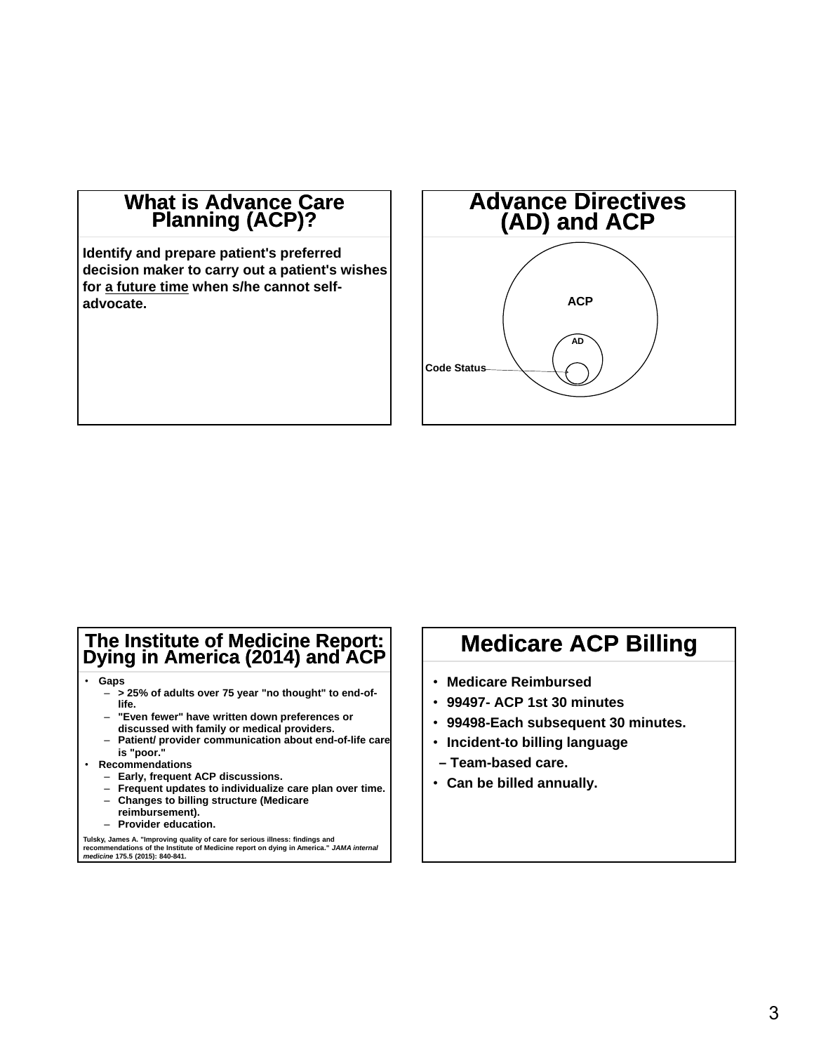## What is Advance Care Planning (ACP)?

**Identify and prepare patient's preferred decision maker to carry out a patient's wishes for <u>a future time</u> when s/he cannot self-advocate.**

## Advance Directives (AD) and ACP

ACP

AD

Code Status

## The Institute of Medicine Report: Dying in America (2014) and ACP

- **Gaps**
  - **> 25% of adults over 75 year "no thought" to end-of-life.**
  - **"Even fewer" have written down preferences or discussed with family or medical providers.**
  - **Patient/ provider communication about end-of-life care is "poor."**
- **Recommendations**
  - **Early, frequent ACP discussions.**
  - **Frequent updates to individualize care plan over time.**
  - **Changes to billing structure (Medicare reimbursement).**
  - **Provider education.**

**Tulsky, James A. "Improving quality of care for serious illness: findings and recommendations of the Institute of Medicine report on dying in America." *JAMA internal medicine* 175.5 (2015): 840-841.**

## Medicare ACP Billing

- **Medicare Reimbursed**
- **99497- ACP 1st 30 minutes**
- **99498-Each subsequent 30 minutes.**
- **Incident-to billing language**
  - **Team-based care.**
- **Can be billed annually.**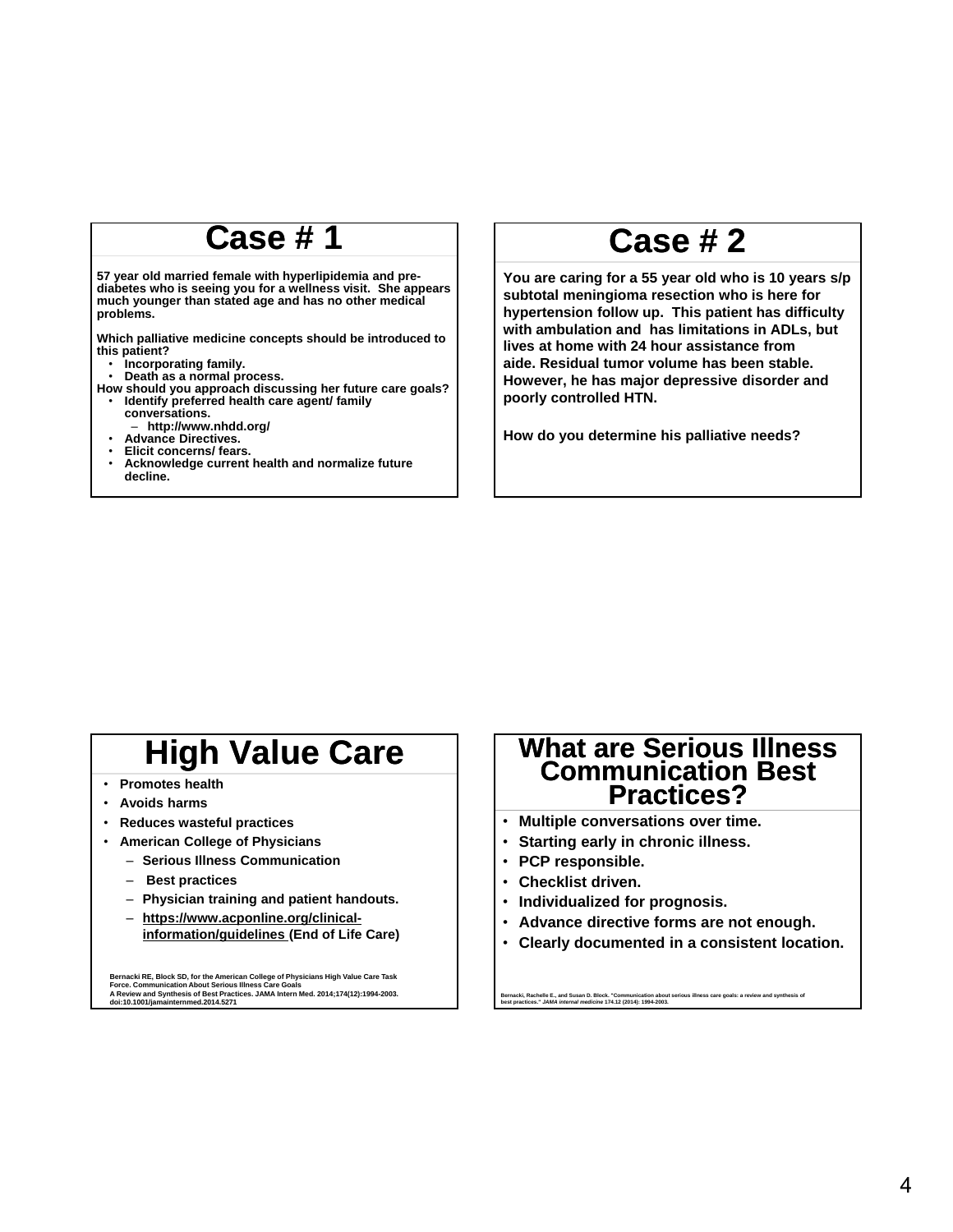# Case # 1

57 year old married female with hyperlipidemia and pre-diabetes who is seeing you for a wellness visit. She appears much younger than stated age and has no other medical problems.

Which palliative medicine concepts should be introduced to this patient?

- Incorporating family.
- Death as a normal process.

How should you approach discussing her future care goals?

- Identify preferred health care agent/ family conversations.
  - http://www.nhdd.org/
- Advance Directives.
- Elicit concerns/ fears.
- Acknowledge current health and normalize future decline.

# Case # 2

You are caring for a 55 year old who is 10 years s/p subtotal meningioma resection who is here for hypertension follow up. This patient has difficulty with ambulation and has limitations in ADLs, but lives at home with 24 hour assistance from aide. Residual tumor volume has been stable. However, he has major depressive disorder and poorly controlled HTN.

How do you determine his palliative needs?

# High Value Care

- Promotes health
- Avoids harms
- Reduces wasteful practices
- American College of Physicians
  - Serious Illness Communication
  - Best practices
  - Physician training and patient handouts.
  - https://www.acponline.org/clinical-information/guidelines (End of Life Care)

Bernacki RE, Block SD, for the American College of Physicians High Value Care Task Force. Communication About Serious Illness Care Goals
A Review and Synthesis of Best Practices. JAMA Intern Med. 2014;174(12):1994-2003. doi:10.1001/jamainternmed.2014.5271

# What are Serious Illness Communication Best Practices?

- Multiple conversations over time.
- Starting early in chronic illness.
- PCP responsible.
- Checklist driven.
- Individualized for prognosis.
- Advance directive forms are not enough.
- Clearly documented in a consistent location.

Bernacki, Rachelle E., and Susan D. Block. "Communication about serious illness care goals: a review and synthesis of best practices." *JAMA internal medicine* 174.12 (2014): 1994-2003.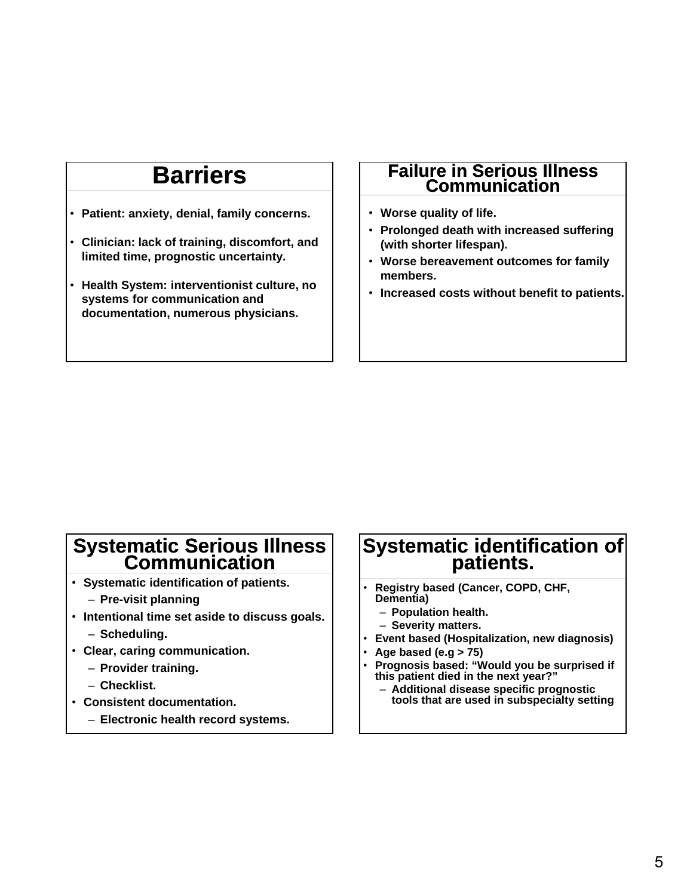## Barriers

- Patient: anxiety, denial, family concerns.
- Clinician: lack of training, discomfort, and limited time, prognostic uncertainty.
- Health System: interventionist culture, no systems for communication and documentation, numerous physicians.

## Failure in Serious Illness Communication

- Worse quality of life.
- Prolonged death with increased suffering (with shorter lifespan).
- Worse bereavement outcomes for family members.
- Increased costs without benefit to patients.

## Systematic Serious Illness Communication

- Systematic identification of patients.
  - Pre-visit planning
- Intentional time set aside to discuss goals.
  - Scheduling.
- Clear, caring communication.
  - Provider training.
  - Checklist.
- Consistent documentation.
  - Electronic health record systems.

## Systematic identification of patients.

- Registry based (Cancer, COPD, CHF, Dementia)
  - Population health.
  - Severity matters.
- Event based (Hospitalization, new diagnosis)
- Age based (e.g > 75)
- Prognosis based: "Would you be surprised if this patient died in the next year?"
  - Additional disease specific prognostic tools that are used in subspecialty setting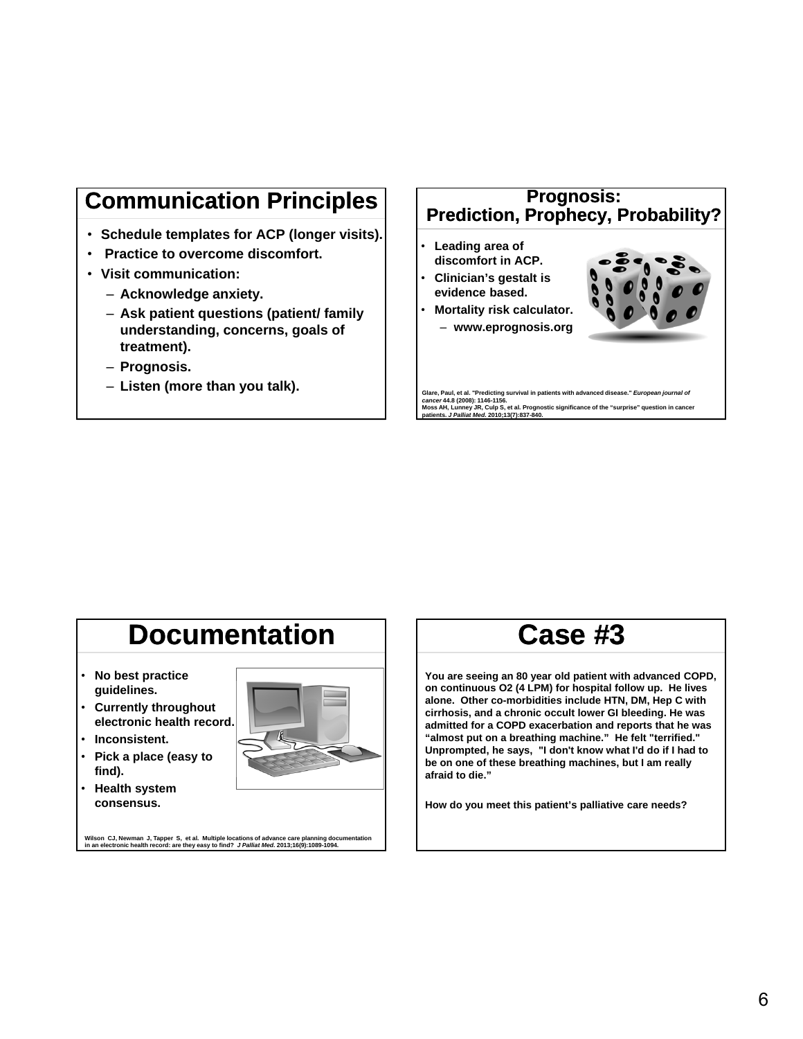## Communication Principles

- **Schedule templates for ACP (longer visits).**
- **Practice to overcome discomfort.**
- **Visit communication:**
  - **Acknowledge anxiety.**
  - **Ask patient questions (patient/ family understanding, concerns, goals of treatment).**
  - **Prognosis.**
  - **Listen (more than you talk).**

## Prognosis: Prediction, Prophecy, Probability?

- **Leading area of discomfort in ACP.**
- **Clinician's gestalt is evidence based.**
- **Mortality risk calculator.**
  - **www.eprognosis.org**

Glare, Paul, et al. "Predicting survival in patients with advanced disease." *European journal of cancer* 44.8 (2008): 1146-1156.
Moss AH, Lunney JR, Culp S, et al. Prognostic significance of the "surprise" question in cancer patients. *J Palliat Med.* 2010;13(7):837-840.

## Documentation

- **No best practice guidelines.**
- **Currently throughout electronic health record.**
- **Inconsistent.**
- **Pick a place (easy to find).**
- **Health system consensus.**

Wilson CJ, Newman J, Tapper S, et al. Multiple locations of advance care planning documentation in an electronic health record: are they easy to find? *J Palliat Med.* 2013;16(9):1089-1094.

## Case #3

**You are seeing an 80 year old patient with advanced COPD, on continuous O2 (4 LPM) for hospital follow up. He lives alone. Other co-morbidities include HTN, DM, Hep C with cirrhosis, and a chronic occult lower GI bleeding. He was admitted for a COPD exacerbation and reports that he was "almost put on a breathing machine." He felt "terrified." Unprompted, he says, "I don't know what I'd do if I had to be on one of these breathing machines, but I am really afraid to die."**

**How do you meet this patient's palliative care needs?**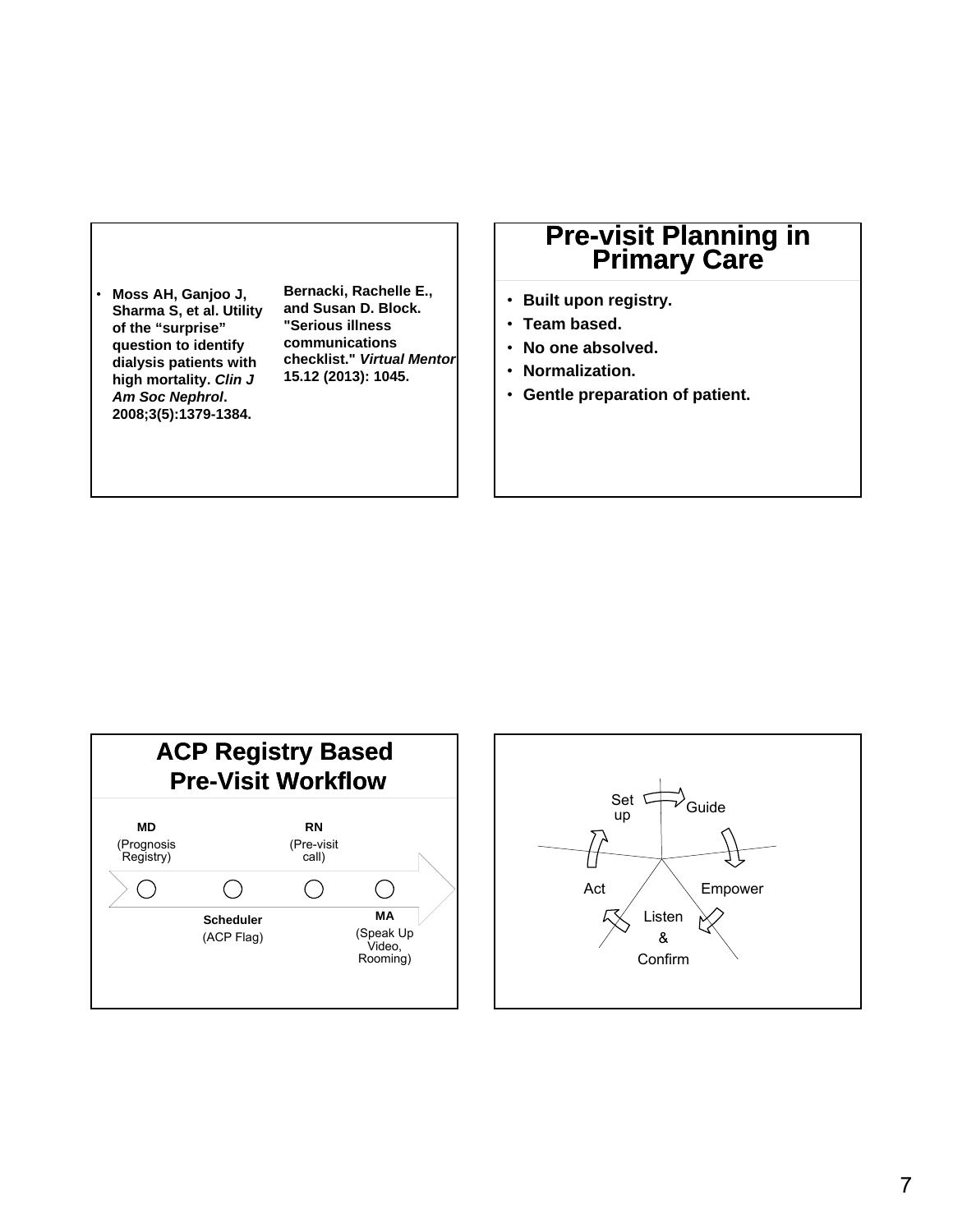- **Moss AH, Ganjoo J, Sharma S, et al. Utility of the "surprise" question to identify dialysis patients with high mortality. *Clin J Am Soc Nephrol*. 2008;3(5):1379-1384.**

**Bernacki, Rachelle E., and Susan D. Block. "Serious illness communications checklist." *Virtual Mentor* 15.12 (2013): 1045.**

## Pre-visit Planning in Primary Care

- **Built upon registry.**
- **Team based.**
- **No one absolved.**
- **Normalization.**
- **Gentle preparation of patient.**

## ACP Registry Based Pre-Visit Workflow

**MD** (Prognosis Registry)

**Scheduler** (ACP Flag)

**RN** (Pre-visit call)

**MA** (Speak Up Video, Rooming)

Set up → Guide → Empower → Listen & Confirm → Act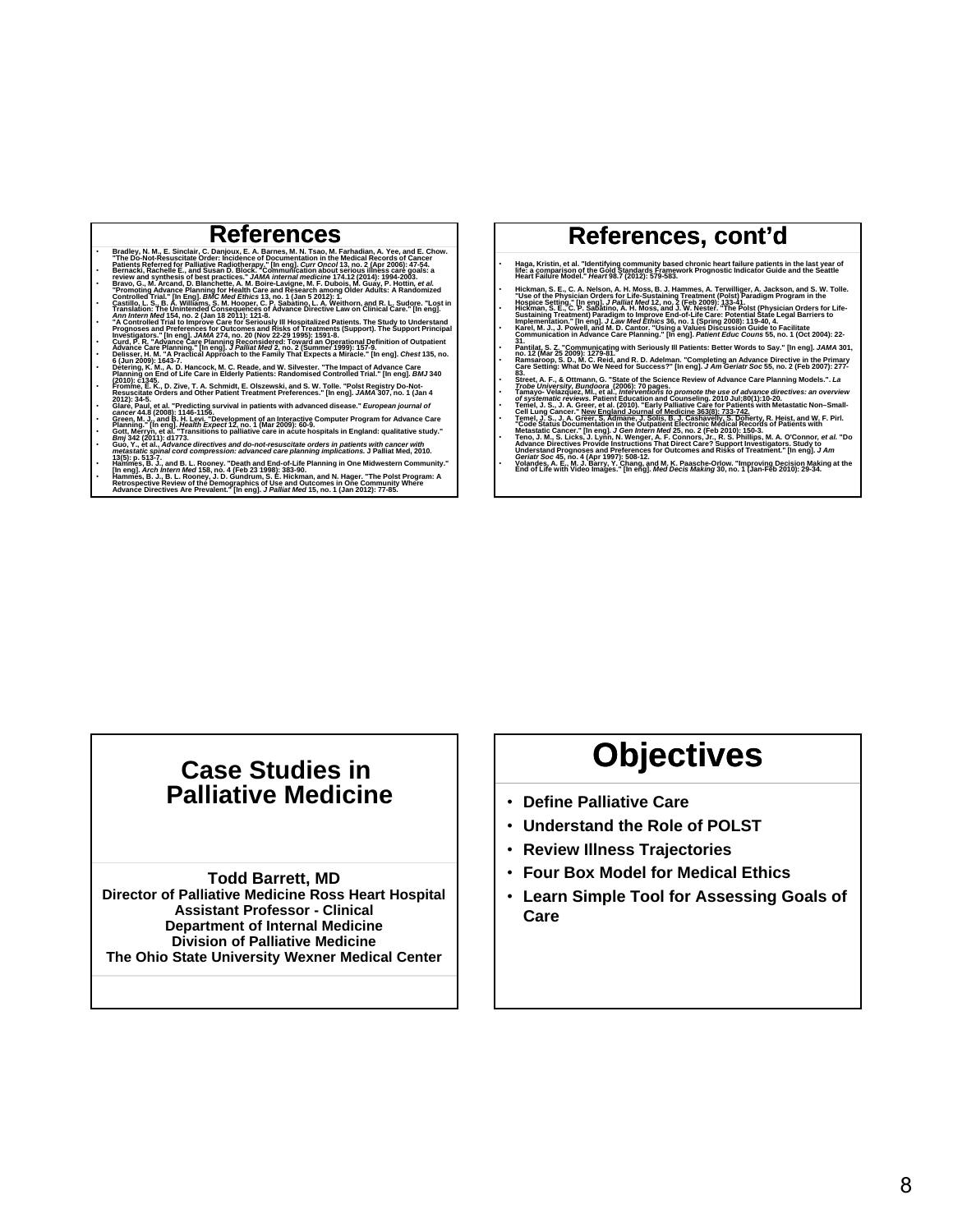## References

- Bradley, N. M., E. Sinclair, C. Danjoux, E. A. Barnes, M. N. Tsao, M. Farhadian, A. Yee, and E. Chow. "The Do-Not-Resuscitate Order: Incidence of Documentation in the Medical Records of Cancer Patients Referred for Palliative Radiotherapy." [In eng]. *Curr Oncol* 13, no. 2 (Apr 2006): 47-54.
- Bernacki, Rachelle E., and Susan D. Block. "Communication about serious illness care goals: a review and synthesis of best practices." *JAMA internal medicine* 174.12 (2014): 1994-2003.
- Bravo, G., M. Arcand, D. Blanchette, A. M. Boire-Lavigne, M. F. Dubois, M. Guay, P. Hottin, *et al.* "Promoting Advance Planning for Health Care and Research among Older Adults: A Randomized Controlled Trial." [In Eng]. *BMC Med Ethics* 13, no. 1 (Jan 5 2012): 1.
- Castillo, L. S., B. A. Williams, S. M. Hooper, C. P. Sabatino, L. A. Weithorn, and R. L. Sudore. "Lost in Translation: The Unintended Consequences of Advance Directive Law on Clinical Care." [In eng]. *Ann Intern Med* 154, no. 2 (Jan 18 2011): 121-8.
- "A Controlled Trial to Improve Care for Seriously Ill Hospitalized Patients. The Study to Understand Prognoses and Preferences for Outcomes and Risks of Treatments (Support). The Support Principal Investigators." [In eng]. *JAMA* 274, no. 20 (Nov 22-29 1995): 1591-8.
- Curd, P. R. "Advance Care Planning Reconsidered: Toward an Operational Definition of Outpatient Advance Care Planning." [In eng]. *J Palliat Med* 2, no. 2 (Summer 1999): 157-9.
- Delisser, H. M. "A Practical Approach to the Family That Expects a Miracle." [In eng]. *Chest* 135, no. 6 (Jun 2009): 1643-7.
- Detering, K. M., A. D. Hancock, M. C. Reade, and W. Silvester. "The Impact of Advance Care Planning on End of Life Care in Elderly Patients: Randomised Controlled Trial." [In eng]. *BMJ* 340 (2010): c1345.
- Fromme, E. K., D. Zive, T. A. Schmidt, E. Olszewski, and S. W. Tolle. "Polst Registry Do-Not-Resuscitate Orders and Other Patient Treatment Preferences." [In eng]. *JAMA* 307, no. 1 (Jan 4 2012): 34-5.
- Glare, Paul, et al. "Predicting survival in patients with advanced disease." *European journal of cancer* 44.8 (2008): 1146-1156.
- Green, M. J., and B. H. Levi. "Development of an Interactive Computer Program for Advance Care Planning." [In eng]. *Health Expect* 12, no. 1 (Mar 2009): 60-9.
- Gott, Merryn, et al. "Transitions to palliative care in acute hospitals in England: qualitative study." *Bmj* 342 (2011): d1773.
- Guo, Y., et al., *Advance directives and do-not-resuscitate orders in patients with cancer with metastatic spinal cord compression: advanced care planning implications.* J Palliat Med, 2010. 13(5): p. 513-7.
- Hammes, B. J., and B. L. Rooney. "Death and End-of-Life Planning in One Midwestern Community." [In eng]. *Arch Intern Med* 158, no. 4 (Feb 23 1998): 383-90.
- Hammes, B. J., B. L. Rooney, J. D. Gundrum, S. E. Hickman, and N. Hager. "The Polst Program: A Retrospective Review of the Demographics of Use and Outcomes in One Community Where Advance Directives Are Prevalent." [In eng]. *J Palliat Med* 15, no. 1 (Jan 2012): 77-85.

## References, cont'd

- Haga, Kristin, et al. "Identifying community based chronic heart failure patients in the last year of life: a comparison of the Gold Standards Framework Prognostic Indicator Guide and the Seattle Heart Failure Model." *Heart* 98.7 (2012): 579-583.
- Hickman, S. E., C. A. Nelson, A. H. Moss, B. J. Hammes, A. Terwilliger, A. Jackson, and S. W. Tolle. "Use of the Physician Orders for Life-Sustaining Treatment (Polst) Paradigm Program in the Hospice Setting." [In eng]. *J Palliat Med* 12, no. 2 (Feb 2009): 133-41.
- Hickman, S. E., C. P. Sabatino, A. H. Moss, and J. W. Nester. "The Polst (Physician Orders for Life-Sustaining Treatment) Paradigm to Improve End-of-Life Care: Potential State Legal Barriers to Implementation." [In eng]. *J Law Med Ethics* 36, no. 1 (Spring 2008): 119-40, 4.
- Karel, M. J., J. Powell, and M. D. Cantor. "Using a Values Discussion Guide to Facilitate Communication in Advance Care Planning." [In eng]. *Patient Educ Couns* 55, no. 1 (Oct 2004): 22-31.
- Pantilat, S. Z. "Communicating with Seriously Ill Patients: Better Words to Say." [In eng]. *JAMA* 301, no. 12 (Mar 25 2009): 1279-81.
- Ramsaroop, S. D., M. C. Reid, and R. D. Adelman. "Completing an Advance Directive in the Primary Care Setting: What Do We Need for Success?" [In eng]. *J Am Geriatr Soc* 55, no. 2 (Feb 2007): 277-83.
- Street, A. F., & Ottmann, G. "State of the Science Review of Advance Care Planning Models.". *La Trobe University, Bundoora* (2006): 70 pages.
- Tamayo- Velazquez, MI., et al., *Interventions to promote the use of advance directives: an overview of systematic reviews.* Patient Education and Counseling. 2010 Jul;80(1):10-20.
- Temel, J. S., J. A. Greer, et al. (2010). "Early Palliative Care for Patients with Metastatic Non–Small-Cell Lung Cancer." New England Journal of Medicine 363(8): 733-742.
- Temel, J. S., J. A. Greer, S. Admane, J. Solis, B. J. Cashavelly, S. Doherty, R. Heist, and W. F. Pirl. "Code Status Documentation in the Outpatient Electronic Medical Records of Patients with Metastatic Cancer." [In eng]. *J Gen Intern Med* 25, no. 2 (Feb 2010): 150-3.
- Teno, J. M., S. Licks, J. Lynn, N. Wenger, A. F. Connors, Jr., R. S. Phillips, M. A. O'Connor, *et al.* "Do Advance Directives Provide Instructions That Direct Care? Support Investigators. Study to Understand Prognoses and Preferences for Outcomes and Risks of Treatment." [In eng]. *J Am Geriatr Soc* 45, no. 4 (Apr 1997): 508-12.
- Volandes, A. E., M. J. Barry, Y. Chang, and M. K. Paasche-Orlow. "Improving Decision Making at the End of Life with Video Images." [In eng]. *Med Decis Making* 30, no. 1 (Jan-Feb 2010): 29-34.

# Case Studies in Palliative Medicine

**Todd Barrett, MD**
**Director of Palliative Medicine Ross Heart Hospital**
**Assistant Professor - Clinical**
**Department of Internal Medicine**
**Division of Palliative Medicine**
**The Ohio State University Wexner Medical Center**

## Objectives

- **Define Palliative Care**
- **Understand the Role of POLST**
- **Review Illness Trajectories**
- **Four Box Model for Medical Ethics**
- **Learn Simple Tool for Assessing Goals of Care**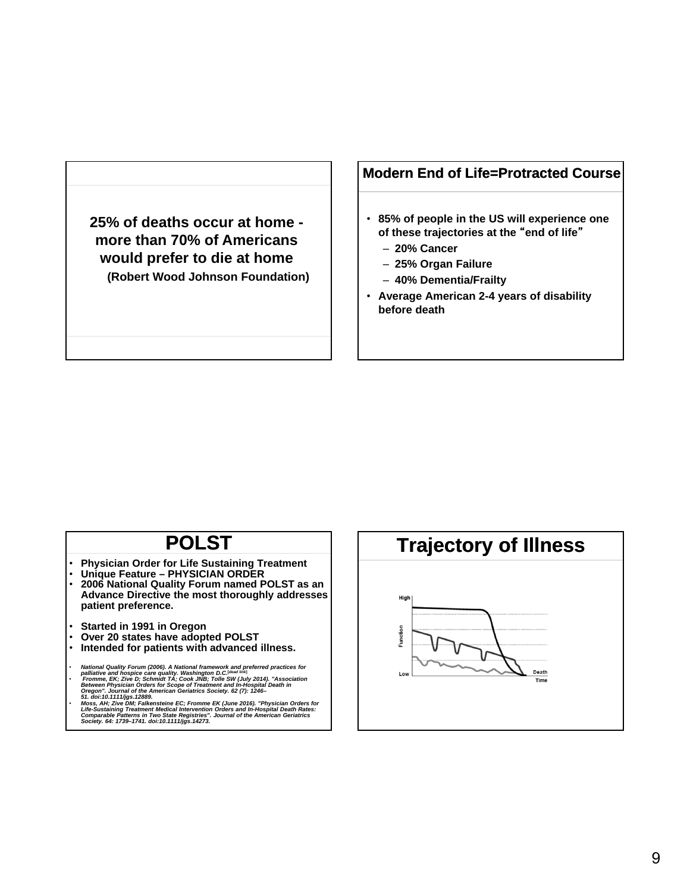**25% of deaths occur at home - more than 70% of Americans would prefer to die at home**

**(Robert Wood Johnson Foundation)**

## Modern End of Life=Protracted Course

- **85% of people in the US will experience one of these trajectories at the "end of life"**
  - **20% Cancer**
  - **25% Organ Failure**
  - **40% Dementia/Frailty**
- **Average American 2-4 years of disability before death**

## POLST

- **Physician Order for Life Sustaining Treatment**
- **Unique Feature – PHYSICIAN ORDER**
- **2006 National Quality Forum named POLST as an Advance Directive the most thoroughly addresses patient preference.**

- **Started in 1991 in Oregon**
- **Over 20 states have adopted POLST**
- **Intended for patients with advanced illness.**

- *National Quality Forum (2006). A National framework and preferred practices for palliative and hospice care quality. Washington D.C.[dead link]*
- *Fromme, EK; Zive D; Schmidt TA; Cook JNB; Tolle SW (July 2014). "Association Between Physician Orders for Scope of Treatment and In-Hospital Death in Oregon". Journal of the American Geriatrics Society. 62 (7): 1246–51. doi:10.1111/jgs.12889.*
- *Moss, AH; Zive DM; Falkensteine EC; Fromme EK (June 2016). "Physician Orders for Life-Sustaining Treatment Medical Intervention Orders and In-Hospital Death Rates: Comparable Patterns in Two State Registries". Journal of the American Geriatrics Society. 64: 1739–1741. doi:10.1111/jgs.14273.*

## Trajectory of Illness

High

Function

Low

Death

Time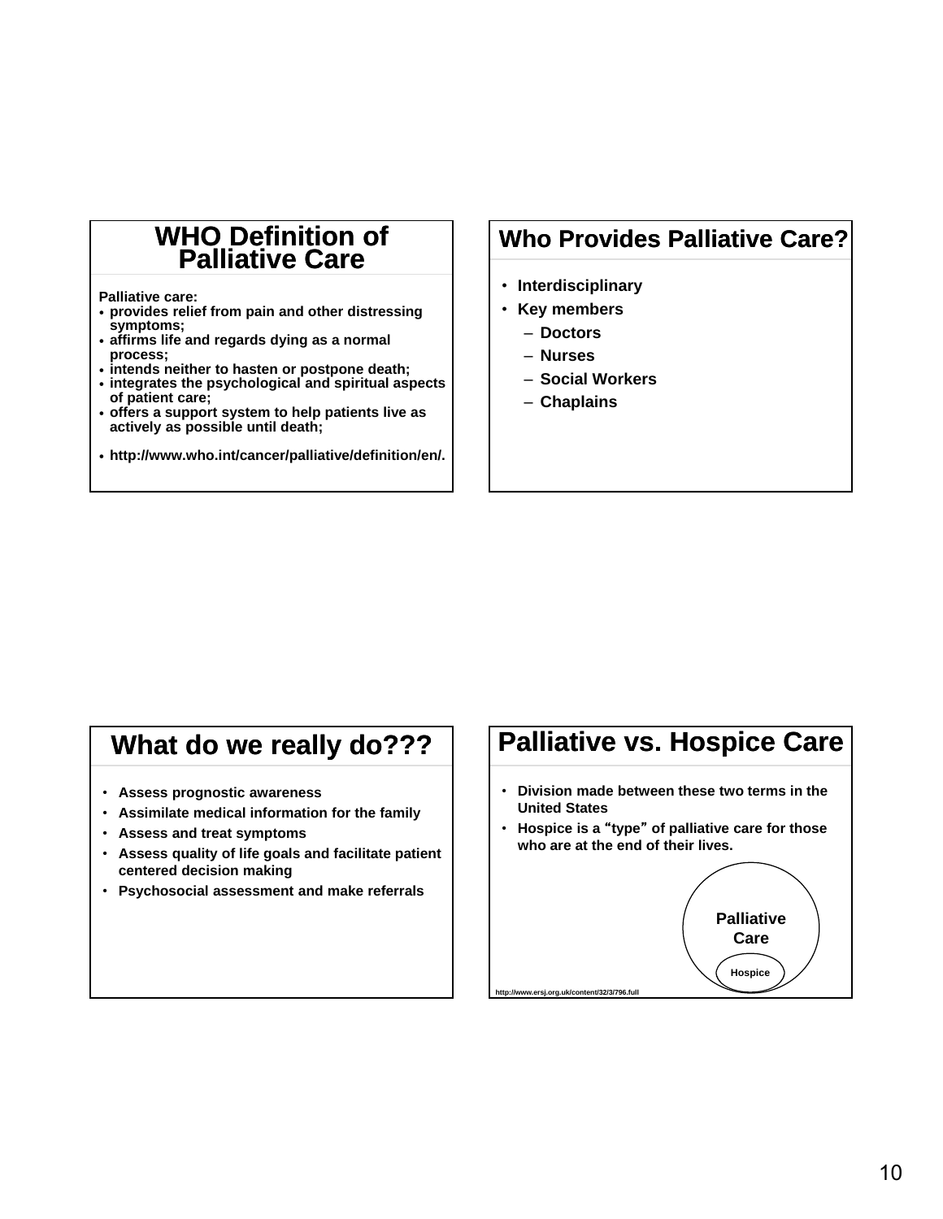## WHO Definition of Palliative Care

Palliative care:

- provides relief from pain and other distressing symptoms;
- affirms life and regards dying as a normal process;
- intends neither to hasten or postpone death;
- integrates the psychological and spiritual aspects of patient care;
- offers a support system to help patients live as actively as possible until death;
- http://www.who.int/cancer/palliative/definition/en/.

## Who Provides Palliative Care?

- Interdisciplinary
- Key members
  - Doctors
  - Nurses
  - Social Workers
  - Chaplains

## What do we really do???

- Assess prognostic awareness
- Assimilate medical information for the family
- Assess and treat symptoms
- Assess quality of life goals and facilitate patient centered decision making
- Psychosocial assessment and make referrals

## Palliative vs. Hospice Care

- Division made between these two terms in the United States
- Hospice is a "type" of palliative care for those who are at the end of their lives.

Palliative Care

Hospice

http://www.ersj.org.uk/content/32/3/796.full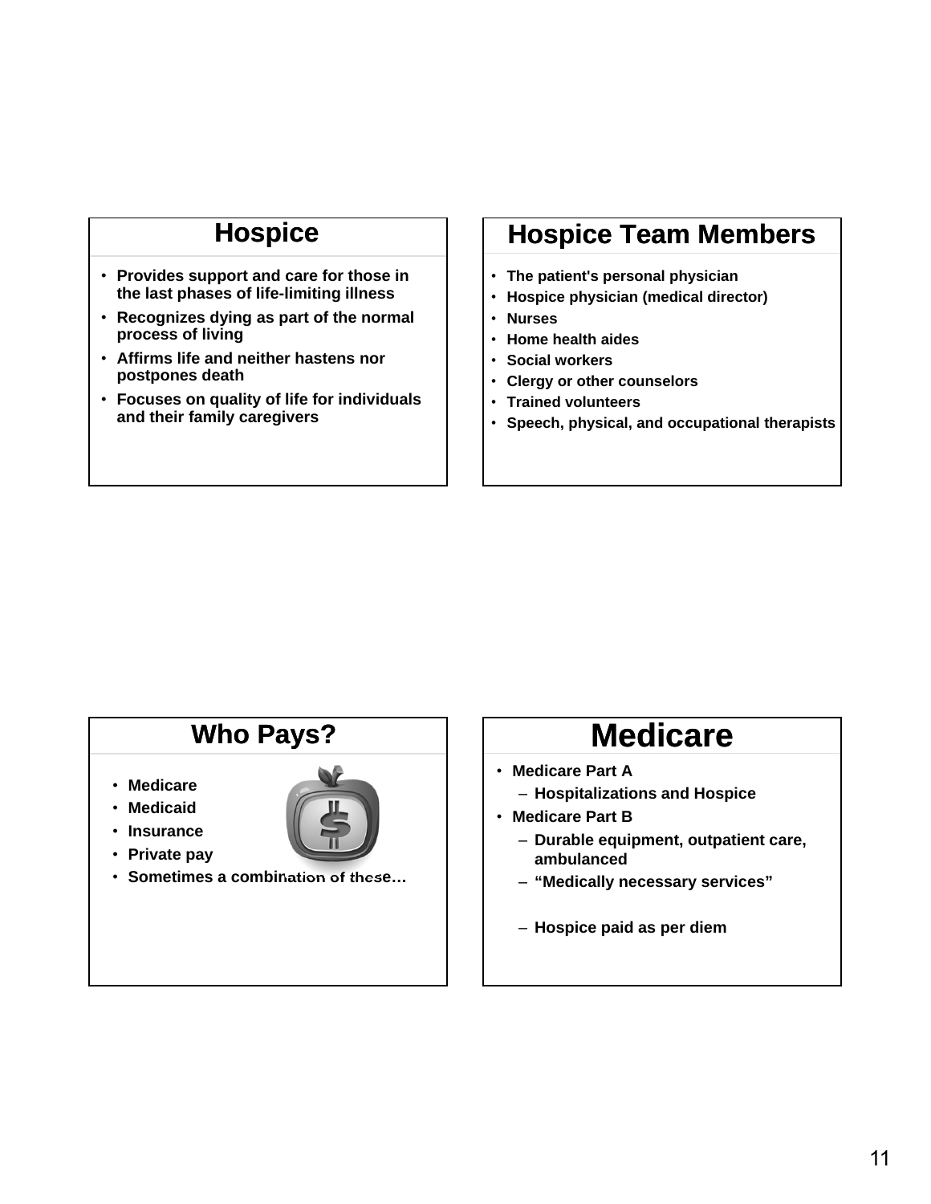## Hospice

- Provides support and care for those in the last phases of life-limiting illness
- Recognizes dying as part of the normal process of living
- Affirms life and neither hastens nor postpones death
- Focuses on quality of life for individuals and their family caregivers

## Hospice Team Members

- The patient's personal physician
- Hospice physician (medical director)
- Nurses
- Home health aides
- Social workers
- Clergy or other counselors
- Trained volunteers
- Speech, physical, and occupational therapists

## Who Pays?

- Medicare
- Medicaid
- Insurance
- Private pay
- Sometimes a combination of these…

## Medicare

- Medicare Part A
  - Hospitalizations and Hospice
- Medicare Part B
  - Durable equipment, outpatient care, ambulanced
  - "Medically necessary services"
  - Hospice paid as per diem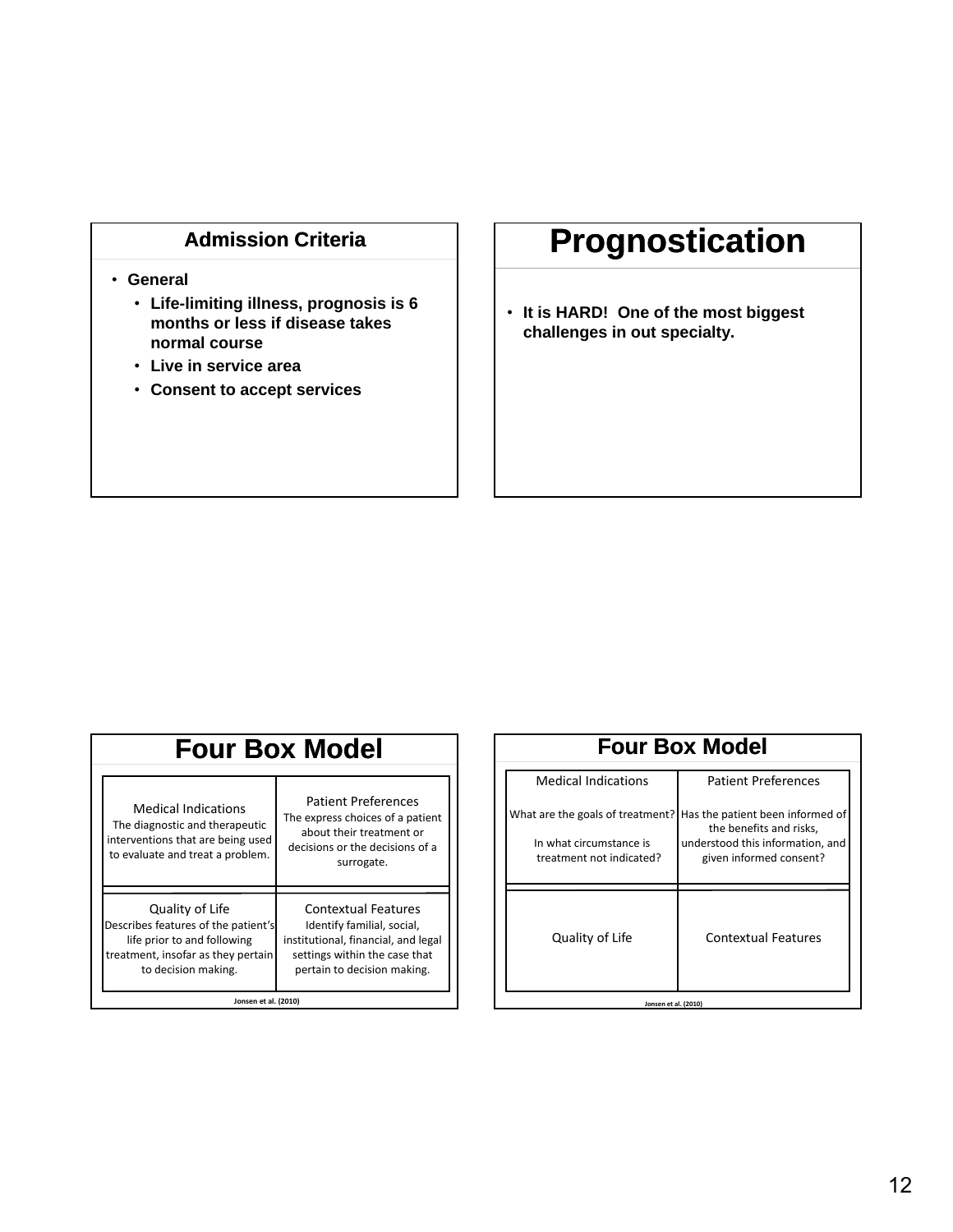## Admission Criteria

- **General**
  - **Life-limiting illness, prognosis is 6 months or less if disease takes normal course**
  - **Live in service area**
  - **Consent to accept services**

## Prognostication

- **It is HARD! One of the most biggest challenges in out specialty.**

## Four Box Model

| Medical Indications<br>The diagnostic and therapeutic interventions that are being used to evaluate and treat a problem. | Patient Preferences<br>The express choices of a patient about their treatment or decisions or the decisions of a surrogate. |
|---|---|
| Quality of Life<br>Describes features of the patient's life prior to and following treatment, insofar as they pertain to decision making. | Contextual Features<br>Identify familial, social, institutional, financial, and legal settings within the case that pertain to decision making. |

Jonsen et al. (2010)

## Four Box Model

| Medical Indications | Patient Preferences |
|---|---|
| What are the goals of treatment?<br><br>In what circumstance is treatment not indicated? | Has the patient been informed of the benefits and risks, understood this information, and given informed consent? |
| Quality of Life | Contextual Features |

Jonsen et al. (2010)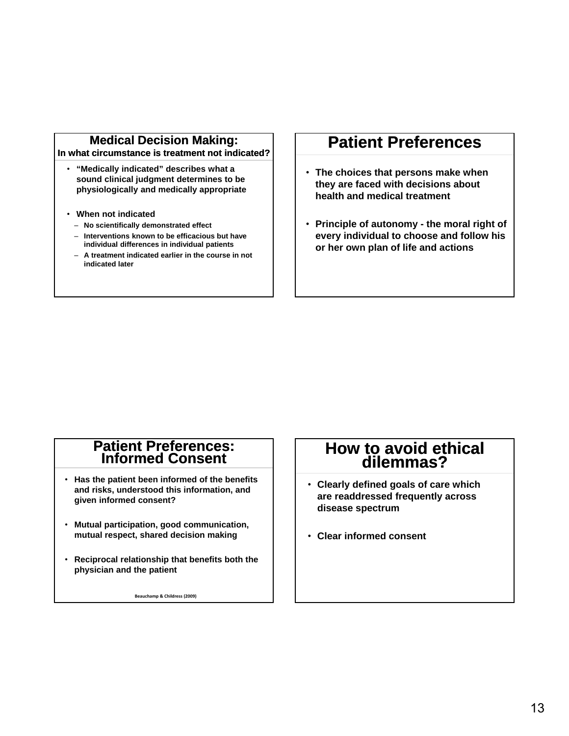## Medical Decision Making:
### In what circumstance is treatment not indicated?

- "Medically indicated" describes what a sound clinical judgment determines to be physiologically and medically appropriate
- When not indicated
  - No scientifically demonstrated effect
  - Interventions known to be efficacious but have individual differences in individual patients
  - A treatment indicated earlier in the course in not indicated later

## Patient Preferences

- The choices that persons make when they are faced with decisions about health and medical treatment
- Principle of autonomy - the moral right of every individual to choose and follow his or her own plan of life and actions

## Patient Preferences: Informed Consent

- Has the patient been informed of the benefits and risks, understood this information, and given informed consent?
- Mutual participation, good communication, mutual respect, shared decision making
- Reciprocal relationship that benefits both the physician and the patient

Beauchamp & Childress (2009)

## How to avoid ethical dilemmas?

- Clearly defined goals of care which are readdressed frequently across disease spectrum
- Clear informed consent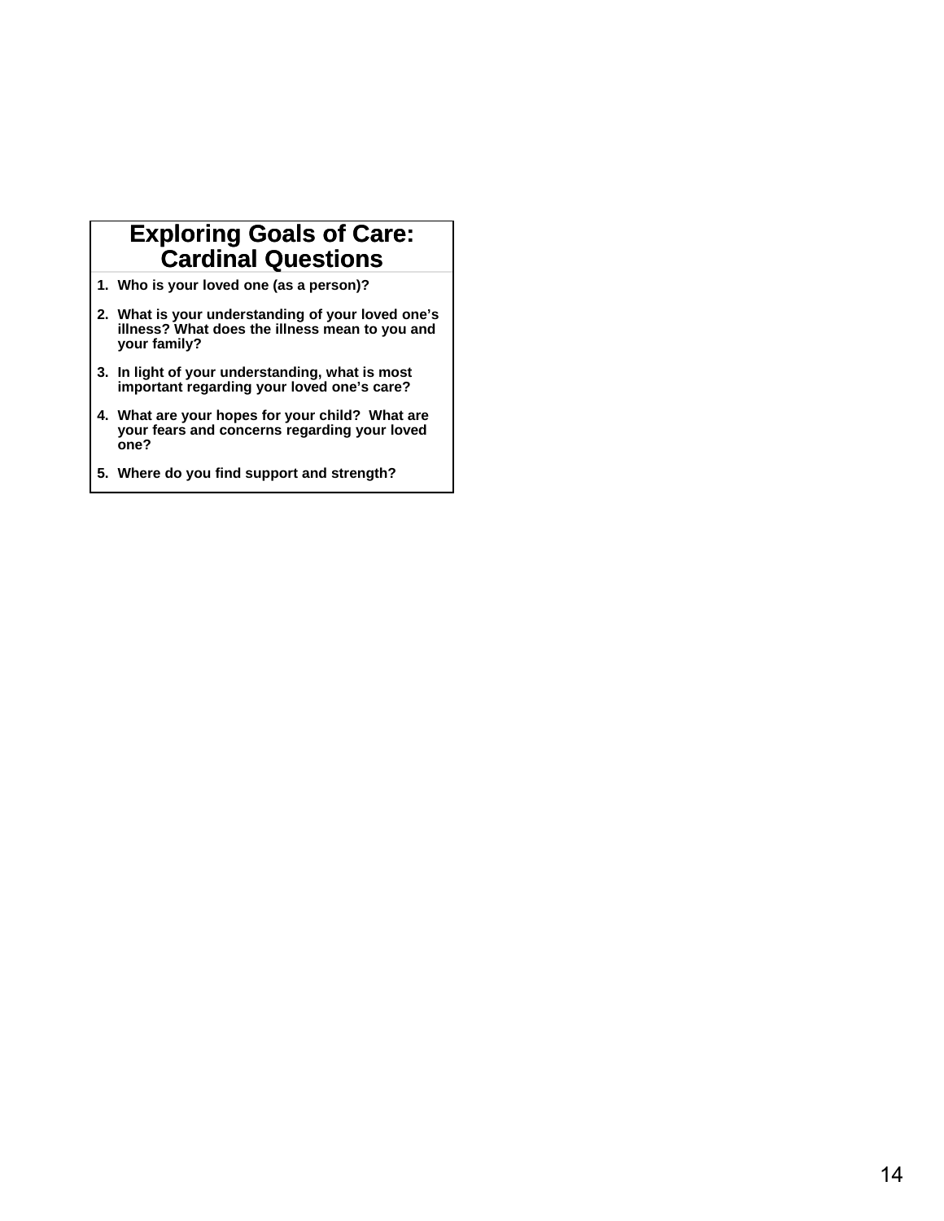## Exploring Goals of Care: Cardinal Questions

1. **Who is your loved one (as a person)?**
2. **What is your understanding of your loved one's illness? What does the illness mean to you and your family?**
3. **In light of your understanding, what is most important regarding your loved one's care?**
4. **What are your hopes for your child? What are your fears and concerns regarding your loved one?**
5. **Where do you find support and strength?**